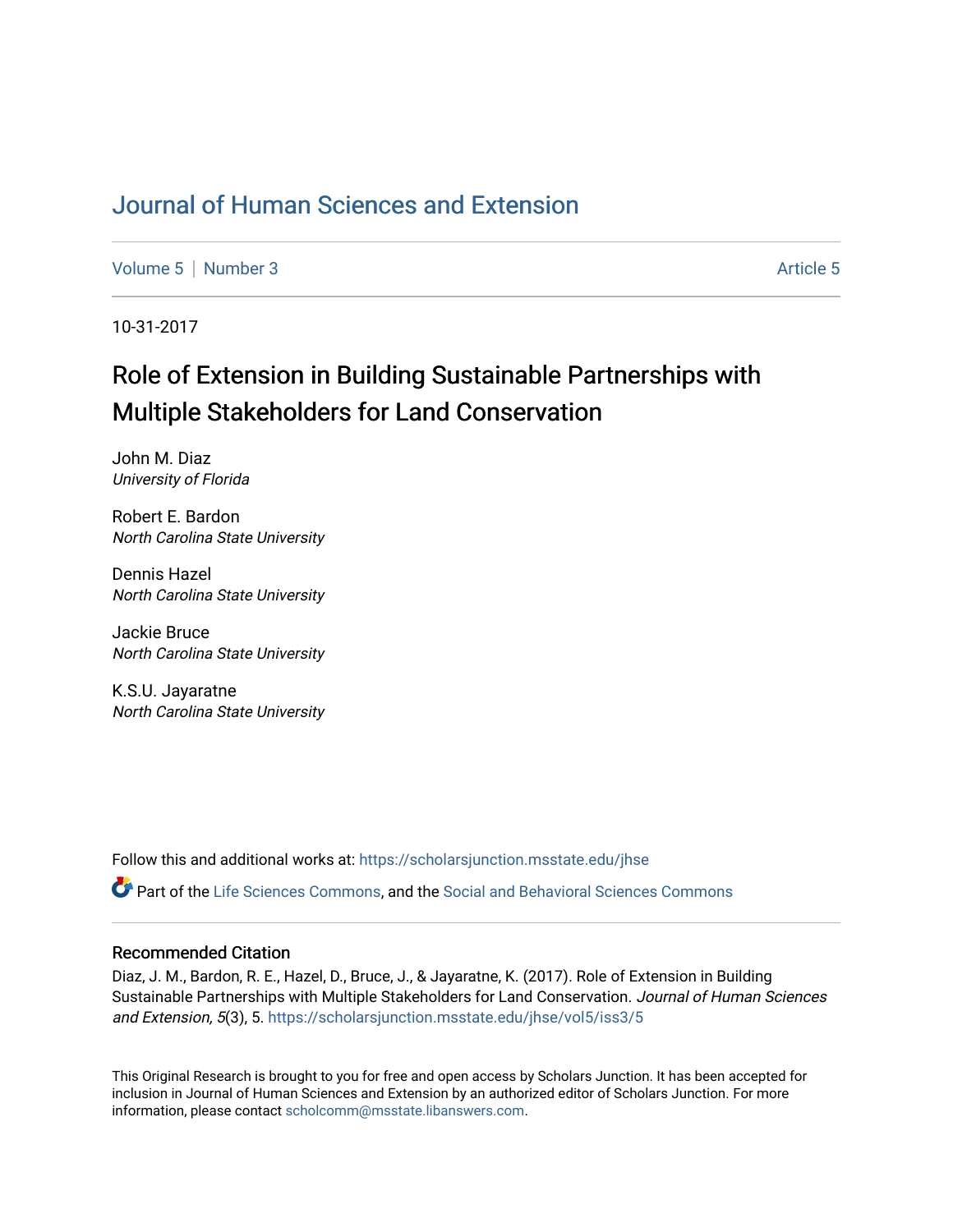# Journal of Human Sciences and Extension

Volume 5 | Number 3 Article 5

10-31-2017

## Role of Extension in Building Sustainable Partnerships with Multiple Stakeholders for Land Conservation

John M. Diaz
*University of Florida*

Robert E. Bardon
*North Carolina State University*

Dennis Hazel
*North Carolina State University*

Jackie Bruce
*North Carolina State University*

K.S.U. Jayaratne
*North Carolina State University*

Follow this and additional works at: https://scholarsjunction.msstate.edu/jhse

Part of the Life Sciences Commons, and the Social and Behavioral Sciences Commons

### Recommended Citation

Diaz, J. M., Bardon, R. E., Hazel, D., Bruce, J., & Jayaratne, K. (2017). Role of Extension in Building Sustainable Partnerships with Multiple Stakeholders for Land Conservation. *Journal of Human Sciences and Extension, 5*(3), 5. https://scholarsjunction.msstate.edu/jhse/vol5/iss3/5

This Original Research is brought to you for free and open access by Scholars Junction. It has been accepted for inclusion in Journal of Human Sciences and Extension by an authorized editor of Scholars Junction. For more information, please contact scholcomm@msstate.libanswers.com.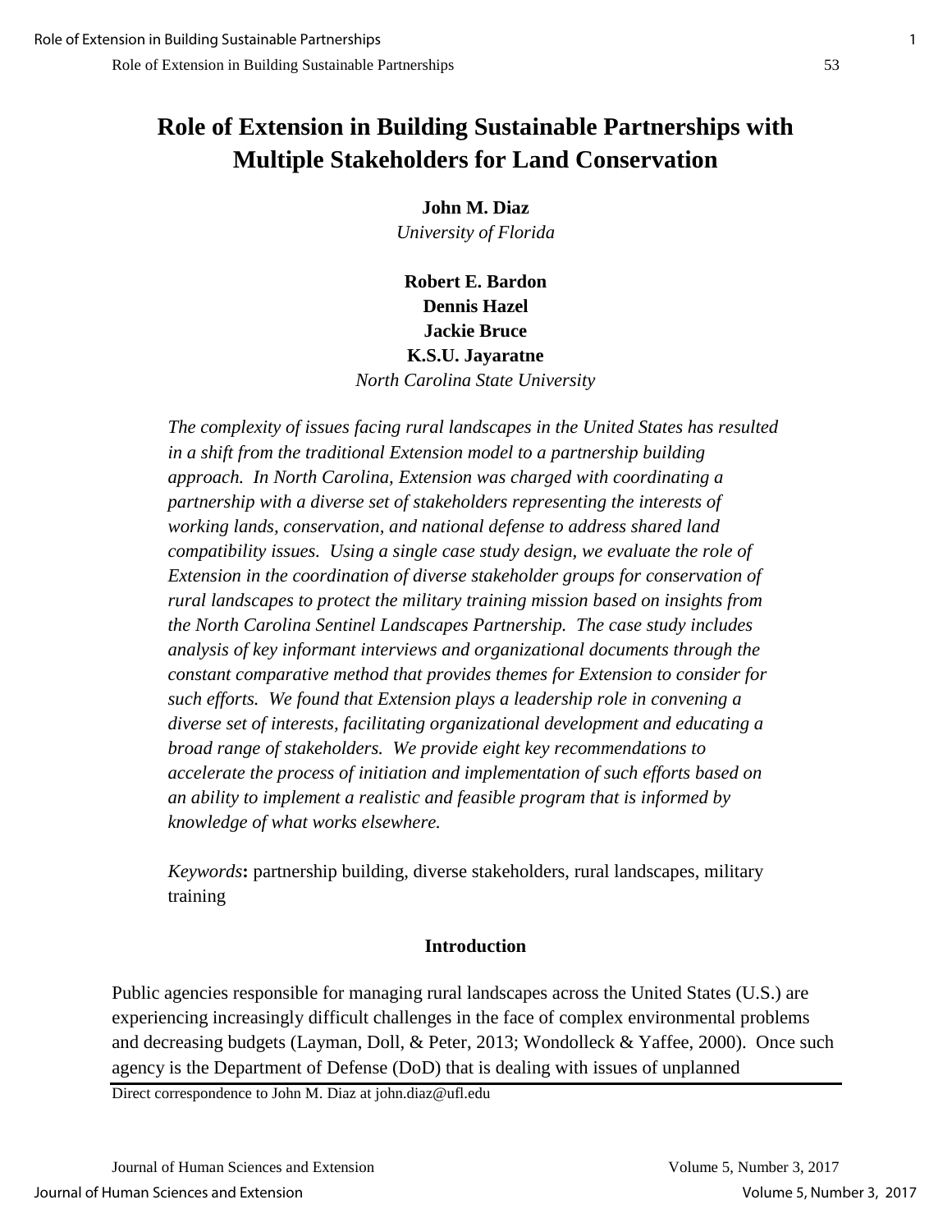# Role of Extension in Building Sustainable Partnerships with Multiple Stakeholders for Land Conservation

**John M. Diaz**
*University of Florida*

**Robert E. Bardon**
**Dennis Hazel**
**Jackie Bruce**
**K.S.U. Jayaratne**
*North Carolina State University*

*The complexity of issues facing rural landscapes in the United States has resulted in a shift from the traditional Extension model to a partnership building approach. In North Carolina, Extension was charged with coordinating a partnership with a diverse set of stakeholders representing the interests of working lands, conservation, and national defense to address shared land compatibility issues. Using a single case study design, we evaluate the role of Extension in the coordination of diverse stakeholder groups for conservation of rural landscapes to protect the military training mission based on insights from the North Carolina Sentinel Landscapes Partnership. The case study includes analysis of key informant interviews and organizational documents through the constant comparative method that provides themes for Extension to consider for such efforts. We found that Extension plays a leadership role in convening a diverse set of interests, facilitating organizational development and educating a broad range of stakeholders. We provide eight key recommendations to accelerate the process of initiation and implementation of such efforts based on an ability to implement a realistic and feasible program that is informed by knowledge of what works elsewhere.*

*Keywords***:** partnership building, diverse stakeholders, rural landscapes, military training

## Introduction

Public agencies responsible for managing rural landscapes across the United States (U.S.) are experiencing increasingly difficult challenges in the face of complex environmental problems and decreasing budgets (Layman, Doll, & Peter, 2013; Wondolleck & Yaffee, 2000). Once such agency is the Department of Defense (DoD) that is dealing with issues of unplanned

Direct correspondence to John M. Diaz at john.diaz@ufl.edu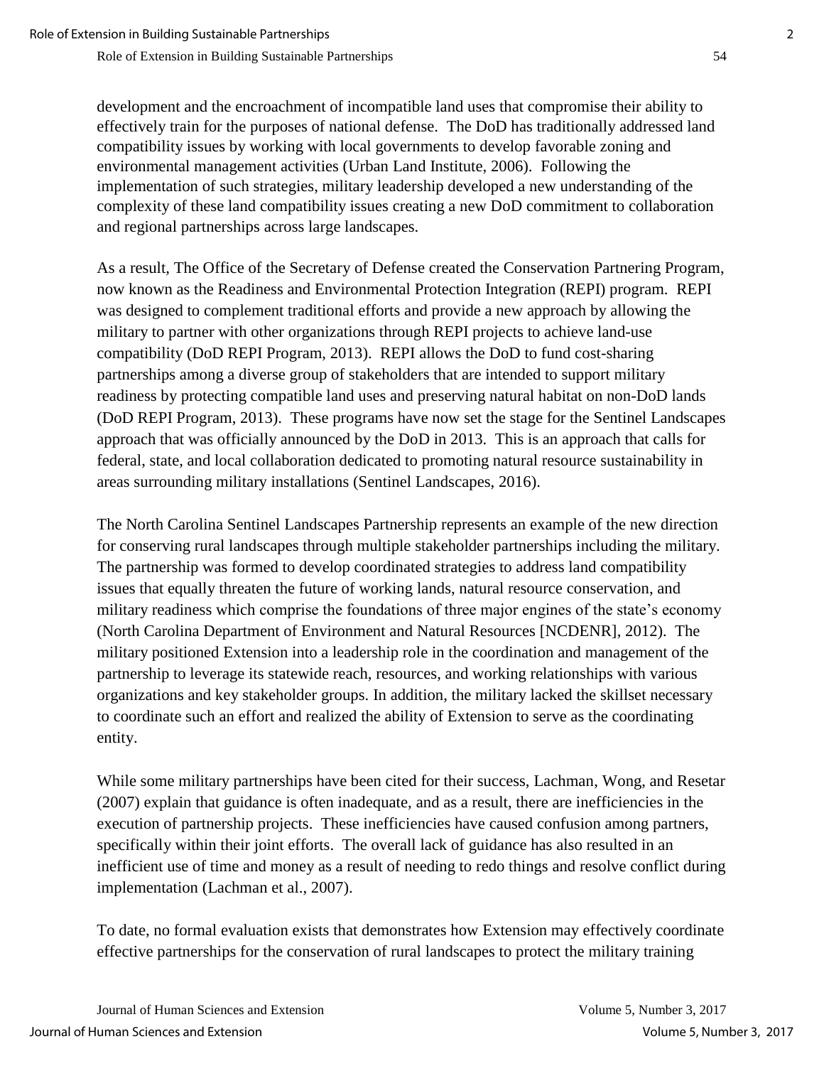development and the encroachment of incompatible land uses that compromise their ability to effectively train for the purposes of national defense. The DoD has traditionally addressed land compatibility issues by working with local governments to develop favorable zoning and environmental management activities (Urban Land Institute, 2006). Following the implementation of such strategies, military leadership developed a new understanding of the complexity of these land compatibility issues creating a new DoD commitment to collaboration and regional partnerships across large landscapes.

As a result, The Office of the Secretary of Defense created the Conservation Partnering Program, now known as the Readiness and Environmental Protection Integration (REPI) program. REPI was designed to complement traditional efforts and provide a new approach by allowing the military to partner with other organizations through REPI projects to achieve land-use compatibility (DoD REPI Program, 2013). REPI allows the DoD to fund cost-sharing partnerships among a diverse group of stakeholders that are intended to support military readiness by protecting compatible land uses and preserving natural habitat on non-DoD lands (DoD REPI Program, 2013). These programs have now set the stage for the Sentinel Landscapes approach that was officially announced by the DoD in 2013. This is an approach that calls for federal, state, and local collaboration dedicated to promoting natural resource sustainability in areas surrounding military installations (Sentinel Landscapes, 2016).

The North Carolina Sentinel Landscapes Partnership represents an example of the new direction for conserving rural landscapes through multiple stakeholder partnerships including the military. The partnership was formed to develop coordinated strategies to address land compatibility issues that equally threaten the future of working lands, natural resource conservation, and military readiness which comprise the foundations of three major engines of the state's economy (North Carolina Department of Environment and Natural Resources [NCDENR], 2012). The military positioned Extension into a leadership role in the coordination and management of the partnership to leverage its statewide reach, resources, and working relationships with various organizations and key stakeholder groups. In addition, the military lacked the skillset necessary to coordinate such an effort and realized the ability of Extension to serve as the coordinating entity.

While some military partnerships have been cited for their success, Lachman, Wong, and Resetar (2007) explain that guidance is often inadequate, and as a result, there are inefficiencies in the execution of partnership projects. These inefficiencies have caused confusion among partners, specifically within their joint efforts. The overall lack of guidance has also resulted in an inefficient use of time and money as a result of needing to redo things and resolve conflict during implementation (Lachman et al., 2007).

To date, no formal evaluation exists that demonstrates how Extension may effectively coordinate effective partnerships for the conservation of rural landscapes to protect the military training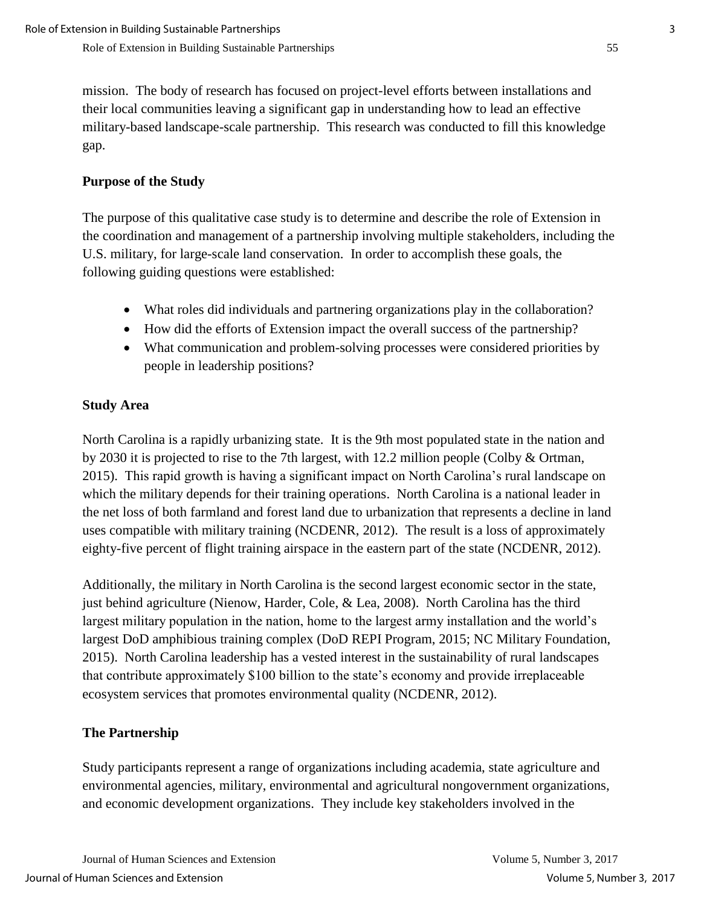mission. The body of research has focused on project-level efforts between installations and their local communities leaving a significant gap in understanding how to lead an effective military-based landscape-scale partnership. This research was conducted to fill this knowledge gap.

### Purpose of the Study

The purpose of this qualitative case study is to determine and describe the role of Extension in the coordination and management of a partnership involving multiple stakeholders, including the U.S. military, for large-scale land conservation. In order to accomplish these goals, the following guiding questions were established:

- What roles did individuals and partnering organizations play in the collaboration?
- How did the efforts of Extension impact the overall success of the partnership?
- What communication and problem-solving processes were considered priorities by people in leadership positions?

### Study Area

North Carolina is a rapidly urbanizing state. It is the 9th most populated state in the nation and by 2030 it is projected to rise to the 7th largest, with 12.2 million people (Colby & Ortman, 2015). This rapid growth is having a significant impact on North Carolina's rural landscape on which the military depends for their training operations. North Carolina is a national leader in the net loss of both farmland and forest land due to urbanization that represents a decline in land uses compatible with military training (NCDENR, 2012). The result is a loss of approximately eighty-five percent of flight training airspace in the eastern part of the state (NCDENR, 2012).

Additionally, the military in North Carolina is the second largest economic sector in the state, just behind agriculture (Nienow, Harder, Cole, & Lea, 2008). North Carolina has the third largest military population in the nation, home to the largest army installation and the world's largest DoD amphibious training complex (DoD REPI Program, 2015; NC Military Foundation, 2015). North Carolina leadership has a vested interest in the sustainability of rural landscapes that contribute approximately $100 billion to the state's economy and provide irreplaceable ecosystem services that promotes environmental quality (NCDENR, 2012).

### The Partnership

Study participants represent a range of organizations including academia, state agriculture and environmental agencies, military, environmental and agricultural nongovernment organizations, and economic development organizations. They include key stakeholders involved in the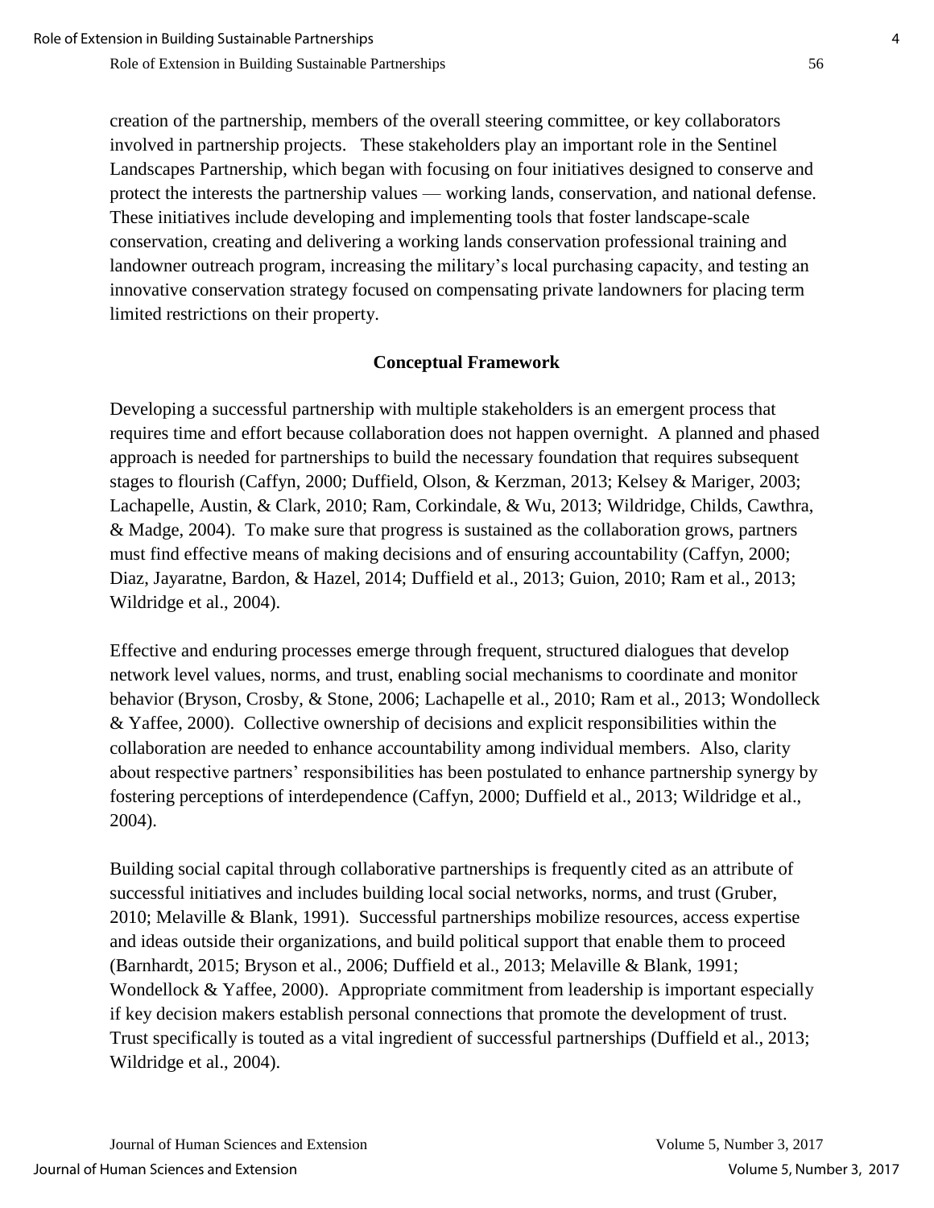creation of the partnership, members of the overall steering committee, or key collaborators involved in partnership projects. These stakeholders play an important role in the Sentinel Landscapes Partnership, which began with focusing on four initiatives designed to conserve and protect the interests the partnership values — working lands, conservation, and national defense. These initiatives include developing and implementing tools that foster landscape-scale conservation, creating and delivering a working lands conservation professional training and landowner outreach program, increasing the military's local purchasing capacity, and testing an innovative conservation strategy focused on compensating private landowners for placing term limited restrictions on their property.

## Conceptual Framework

Developing a successful partnership with multiple stakeholders is an emergent process that requires time and effort because collaboration does not happen overnight. A planned and phased approach is needed for partnerships to build the necessary foundation that requires subsequent stages to flourish (Caffyn, 2000; Duffield, Olson, & Kerzman, 2013; Kelsey & Mariger, 2003; Lachapelle, Austin, & Clark, 2010; Ram, Corkindale, & Wu, 2013; Wildridge, Childs, Cawthra, & Madge, 2004). To make sure that progress is sustained as the collaboration grows, partners must find effective means of making decisions and of ensuring accountability (Caffyn, 2000; Diaz, Jayaratne, Bardon, & Hazel, 2014; Duffield et al., 2013; Guion, 2010; Ram et al., 2013; Wildridge et al., 2004).

Effective and enduring processes emerge through frequent, structured dialogues that develop network level values, norms, and trust, enabling social mechanisms to coordinate and monitor behavior (Bryson, Crosby, & Stone, 2006; Lachapelle et al., 2010; Ram et al., 2013; Wondolleck & Yaffee, 2000). Collective ownership of decisions and explicit responsibilities within the collaboration are needed to enhance accountability among individual members. Also, clarity about respective partners' responsibilities has been postulated to enhance partnership synergy by fostering perceptions of interdependence (Caffyn, 2000; Duffield et al., 2013; Wildridge et al., 2004).

Building social capital through collaborative partnerships is frequently cited as an attribute of successful initiatives and includes building local social networks, norms, and trust (Gruber, 2010; Melaville & Blank, 1991). Successful partnerships mobilize resources, access expertise and ideas outside their organizations, and build political support that enable them to proceed (Barnhardt, 2015; Bryson et al., 2006; Duffield et al., 2013; Melaville & Blank, 1991; Wondellock & Yaffee, 2000). Appropriate commitment from leadership is important especially if key decision makers establish personal connections that promote the development of trust. Trust specifically is touted as a vital ingredient of successful partnerships (Duffield et al., 2013; Wildridge et al., 2004).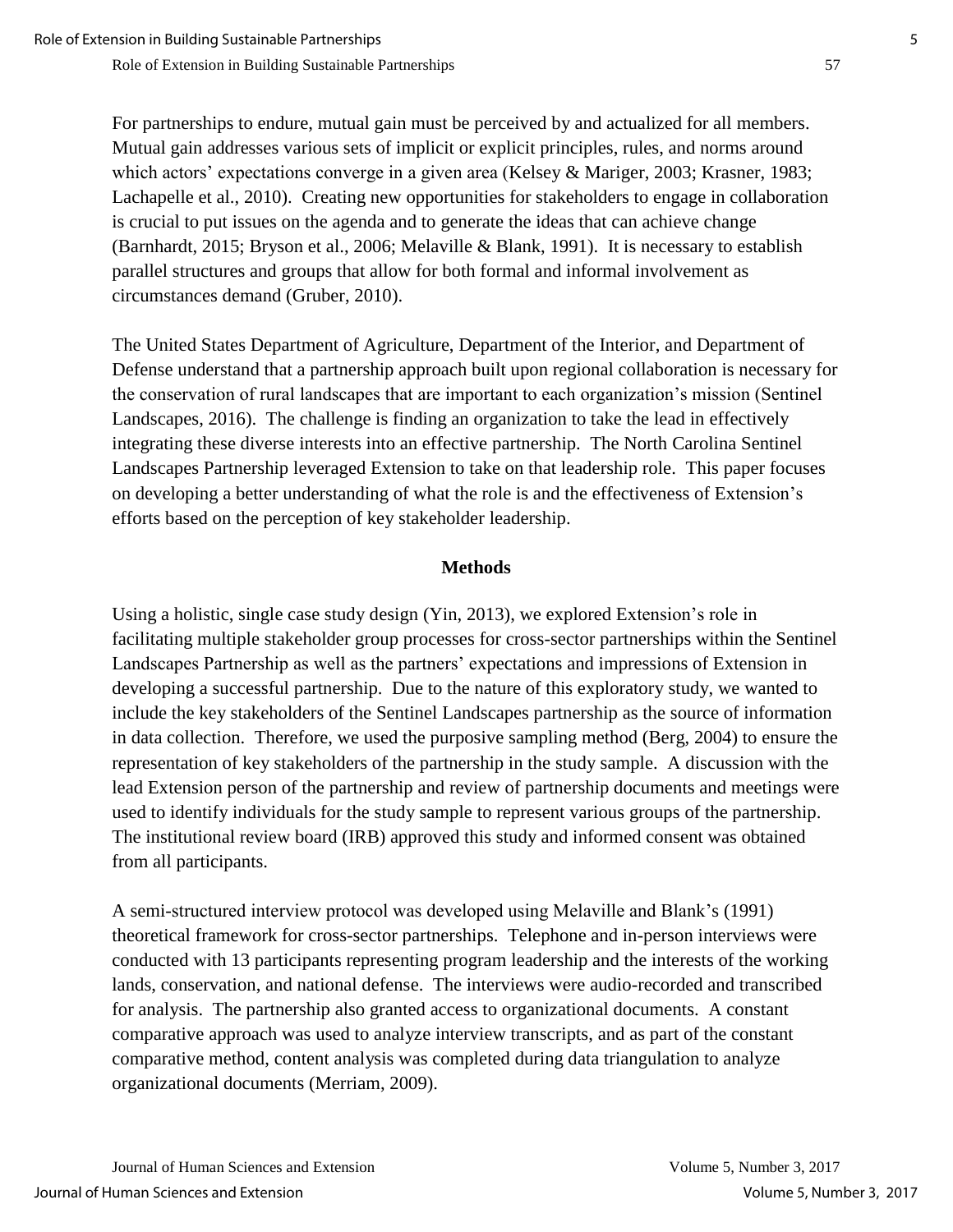For partnerships to endure, mutual gain must be perceived by and actualized for all members. Mutual gain addresses various sets of implicit or explicit principles, rules, and norms around which actors' expectations converge in a given area (Kelsey & Mariger, 2003; Krasner, 1983; Lachapelle et al., 2010). Creating new opportunities for stakeholders to engage in collaboration is crucial to put issues on the agenda and to generate the ideas that can achieve change (Barnhardt, 2015; Bryson et al., 2006; Melaville & Blank, 1991). It is necessary to establish parallel structures and groups that allow for both formal and informal involvement as circumstances demand (Gruber, 2010).

The United States Department of Agriculture, Department of the Interior, and Department of Defense understand that a partnership approach built upon regional collaboration is necessary for the conservation of rural landscapes that are important to each organization's mission (Sentinel Landscapes, 2016). The challenge is finding an organization to take the lead in effectively integrating these diverse interests into an effective partnership. The North Carolina Sentinel Landscapes Partnership leveraged Extension to take on that leadership role. This paper focuses on developing a better understanding of what the role is and the effectiveness of Extension's efforts based on the perception of key stakeholder leadership.

## Methods

Using a holistic, single case study design (Yin, 2013), we explored Extension's role in facilitating multiple stakeholder group processes for cross-sector partnerships within the Sentinel Landscapes Partnership as well as the partners' expectations and impressions of Extension in developing a successful partnership. Due to the nature of this exploratory study, we wanted to include the key stakeholders of the Sentinel Landscapes partnership as the source of information in data collection. Therefore, we used the purposive sampling method (Berg, 2004) to ensure the representation of key stakeholders of the partnership in the study sample. A discussion with the lead Extension person of the partnership and review of partnership documents and meetings were used to identify individuals for the study sample to represent various groups of the partnership. The institutional review board (IRB) approved this study and informed consent was obtained from all participants.

A semi-structured interview protocol was developed using Melaville and Blank's (1991) theoretical framework for cross-sector partnerships. Telephone and in-person interviews were conducted with 13 participants representing program leadership and the interests of the working lands, conservation, and national defense. The interviews were audio-recorded and transcribed for analysis. The partnership also granted access to organizational documents. A constant comparative approach was used to analyze interview transcripts, and as part of the constant comparative method, content analysis was completed during data triangulation to analyze organizational documents (Merriam, 2009).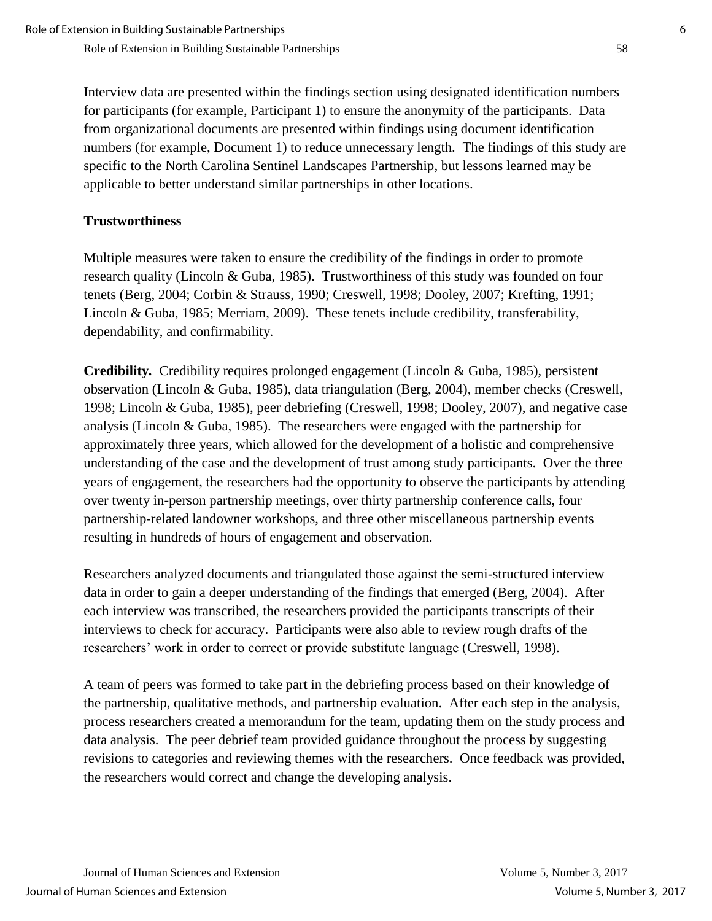Interview data are presented within the findings section using designated identification numbers for participants (for example, Participant 1) to ensure the anonymity of the participants. Data from organizational documents are presented within findings using document identification numbers (for example, Document 1) to reduce unnecessary length. The findings of this study are specific to the North Carolina Sentinel Landscapes Partnership, but lessons learned may be applicable to better understand similar partnerships in other locations.

### Trustworthiness

Multiple measures were taken to ensure the credibility of the findings in order to promote research quality (Lincoln & Guba, 1985). Trustworthiness of this study was founded on four tenets (Berg, 2004; Corbin & Strauss, 1990; Creswell, 1998; Dooley, 2007; Krefting, 1991; Lincoln & Guba, 1985; Merriam, 2009). These tenets include credibility, transferability, dependability, and confirmability.

**Credibility.** Credibility requires prolonged engagement (Lincoln & Guba, 1985), persistent observation (Lincoln & Guba, 1985), data triangulation (Berg, 2004), member checks (Creswell, 1998; Lincoln & Guba, 1985), peer debriefing (Creswell, 1998; Dooley, 2007), and negative case analysis (Lincoln & Guba, 1985). The researchers were engaged with the partnership for approximately three years, which allowed for the development of a holistic and comprehensive understanding of the case and the development of trust among study participants. Over the three years of engagement, the researchers had the opportunity to observe the participants by attending over twenty in-person partnership meetings, over thirty partnership conference calls, four partnership-related landowner workshops, and three other miscellaneous partnership events resulting in hundreds of hours of engagement and observation.

Researchers analyzed documents and triangulated those against the semi-structured interview data in order to gain a deeper understanding of the findings that emerged (Berg, 2004). After each interview was transcribed, the researchers provided the participants transcripts of their interviews to check for accuracy. Participants were also able to review rough drafts of the researchers' work in order to correct or provide substitute language (Creswell, 1998).

A team of peers was formed to take part in the debriefing process based on their knowledge of the partnership, qualitative methods, and partnership evaluation. After each step in the analysis, process researchers created a memorandum for the team, updating them on the study process and data analysis. The peer debrief team provided guidance throughout the process by suggesting revisions to categories and reviewing themes with the researchers. Once feedback was provided, the researchers would correct and change the developing analysis.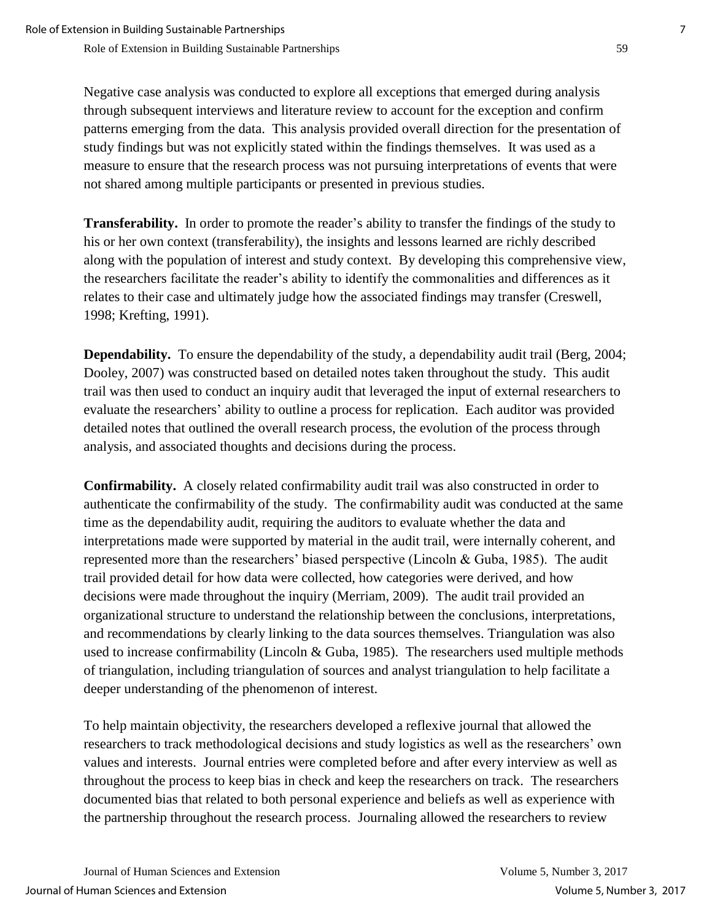Negative case analysis was conducted to explore all exceptions that emerged during analysis through subsequent interviews and literature review to account for the exception and confirm patterns emerging from the data. This analysis provided overall direction for the presentation of study findings but was not explicitly stated within the findings themselves. It was used as a measure to ensure that the research process was not pursuing interpretations of events that were not shared among multiple participants or presented in previous studies.

**Transferability.** In order to promote the reader's ability to transfer the findings of the study to his or her own context (transferability), the insights and lessons learned are richly described along with the population of interest and study context. By developing this comprehensive view, the researchers facilitate the reader's ability to identify the commonalities and differences as it relates to their case and ultimately judge how the associated findings may transfer (Creswell, 1998; Krefting, 1991).

**Dependability.** To ensure the dependability of the study, a dependability audit trail (Berg, 2004; Dooley, 2007) was constructed based on detailed notes taken throughout the study. This audit trail was then used to conduct an inquiry audit that leveraged the input of external researchers to evaluate the researchers' ability to outline a process for replication. Each auditor was provided detailed notes that outlined the overall research process, the evolution of the process through analysis, and associated thoughts and decisions during the process.

**Confirmability.** A closely related confirmability audit trail was also constructed in order to authenticate the confirmability of the study. The confirmability audit was conducted at the same time as the dependability audit, requiring the auditors to evaluate whether the data and interpretations made were supported by material in the audit trail, were internally coherent, and represented more than the researchers' biased perspective (Lincoln & Guba, 1985). The audit trail provided detail for how data were collected, how categories were derived, and how decisions were made throughout the inquiry (Merriam, 2009). The audit trail provided an organizational structure to understand the relationship between the conclusions, interpretations, and recommendations by clearly linking to the data sources themselves. Triangulation was also used to increase confirmability (Lincoln & Guba, 1985). The researchers used multiple methods of triangulation, including triangulation of sources and analyst triangulation to help facilitate a deeper understanding of the phenomenon of interest.

To help maintain objectivity, the researchers developed a reflexive journal that allowed the researchers to track methodological decisions and study logistics as well as the researchers' own values and interests. Journal entries were completed before and after every interview as well as throughout the process to keep bias in check and keep the researchers on track. The researchers documented bias that related to both personal experience and beliefs as well as experience with the partnership throughout the research process. Journaling allowed the researchers to review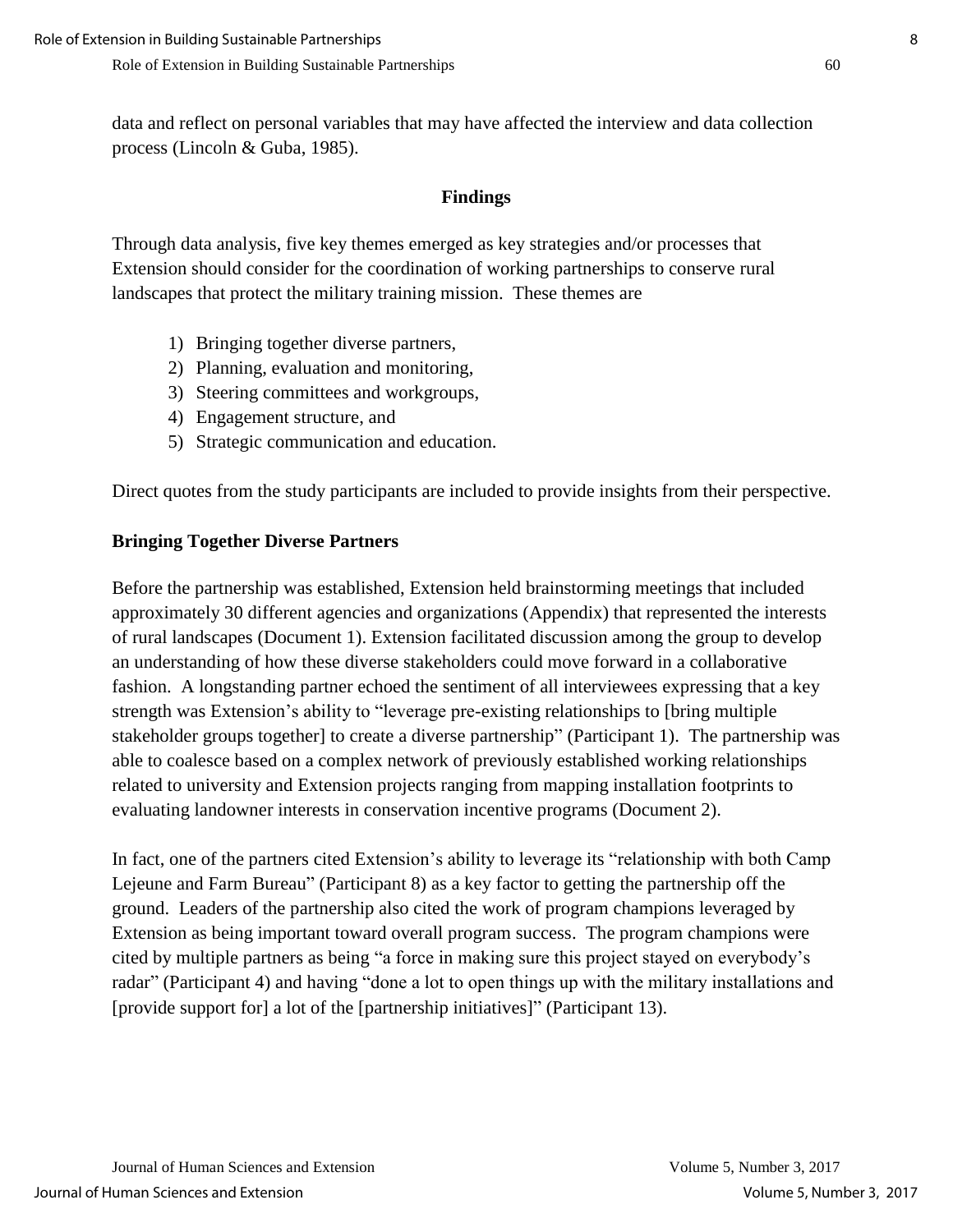data and reflect on personal variables that may have affected the interview and data collection process (Lincoln & Guba, 1985).

## Findings

Through data analysis, five key themes emerged as key strategies and/or processes that Extension should consider for the coordination of working partnerships to conserve rural landscapes that protect the military training mission. These themes are

1) Bringing together diverse partners,
2) Planning, evaluation and monitoring,
3) Steering committees and workgroups,
4) Engagement structure, and
5) Strategic communication and education.

Direct quotes from the study participants are included to provide insights from their perspective.

### Bringing Together Diverse Partners

Before the partnership was established, Extension held brainstorming meetings that included approximately 30 different agencies and organizations (Appendix) that represented the interests of rural landscapes (Document 1). Extension facilitated discussion among the group to develop an understanding of how these diverse stakeholders could move forward in a collaborative fashion. A longstanding partner echoed the sentiment of all interviewees expressing that a key strength was Extension's ability to "leverage pre-existing relationships to [bring multiple stakeholder groups together] to create a diverse partnership" (Participant 1). The partnership was able to coalesce based on a complex network of previously established working relationships related to university and Extension projects ranging from mapping installation footprints to evaluating landowner interests in conservation incentive programs (Document 2).

In fact, one of the partners cited Extension's ability to leverage its "relationship with both Camp Lejeune and Farm Bureau" (Participant 8) as a key factor to getting the partnership off the ground. Leaders of the partnership also cited the work of program champions leveraged by Extension as being important toward overall program success. The program champions were cited by multiple partners as being "a force in making sure this project stayed on everybody's radar" (Participant 4) and having "done a lot to open things up with the military installations and [provide support for] a lot of the [partnership initiatives]" (Participant 13).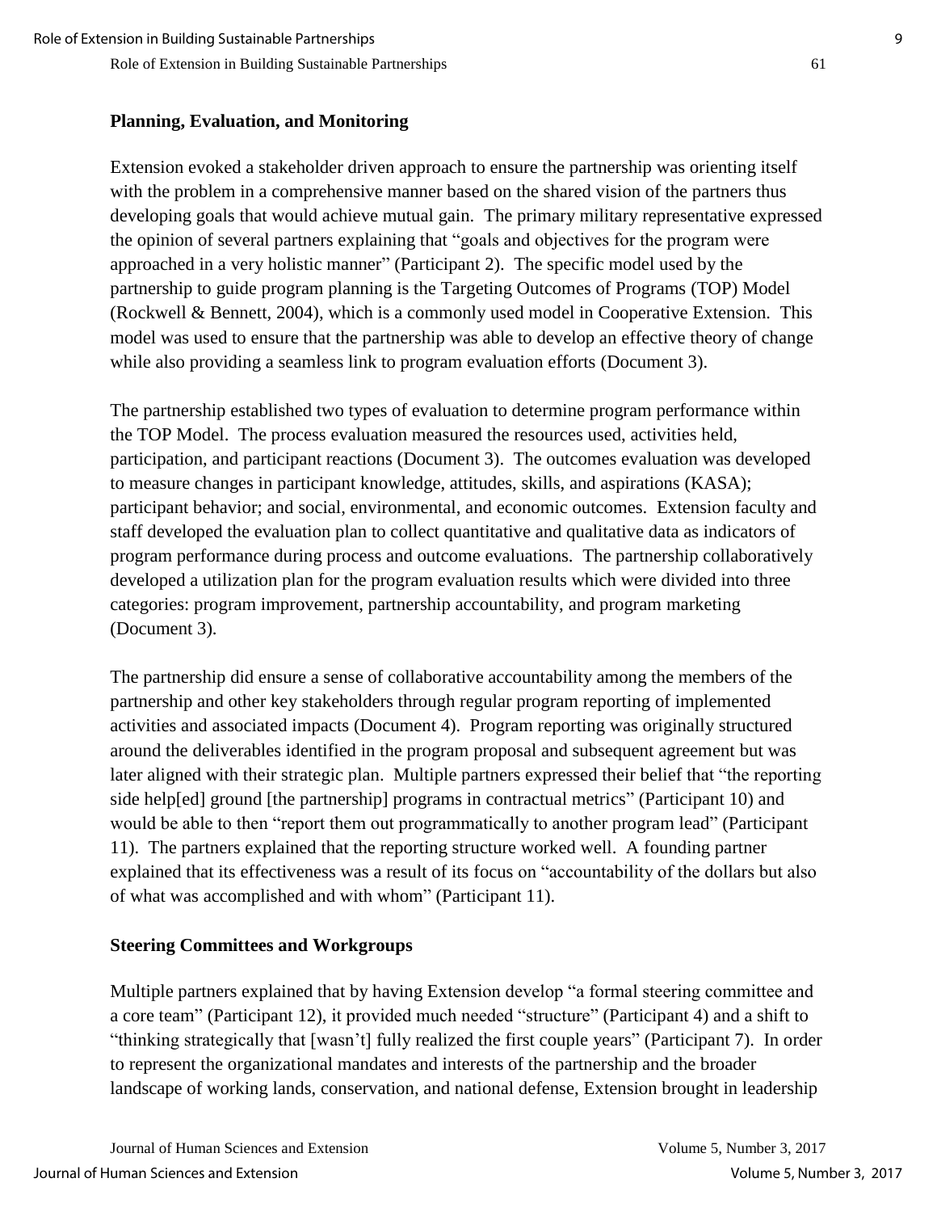**Planning, Evaluation, and Monitoring**

Extension evoked a stakeholder driven approach to ensure the partnership was orienting itself with the problem in a comprehensive manner based on the shared vision of the partners thus developing goals that would achieve mutual gain. The primary military representative expressed the opinion of several partners explaining that "goals and objectives for the program were approached in a very holistic manner" (Participant 2). The specific model used by the partnership to guide program planning is the Targeting Outcomes of Programs (TOP) Model (Rockwell & Bennett, 2004), which is a commonly used model in Cooperative Extension. This model was used to ensure that the partnership was able to develop an effective theory of change while also providing a seamless link to program evaluation efforts (Document 3).

The partnership established two types of evaluation to determine program performance within the TOP Model. The process evaluation measured the resources used, activities held, participation, and participant reactions (Document 3). The outcomes evaluation was developed to measure changes in participant knowledge, attitudes, skills, and aspirations (KASA); participant behavior; and social, environmental, and economic outcomes. Extension faculty and staff developed the evaluation plan to collect quantitative and qualitative data as indicators of program performance during process and outcome evaluations. The partnership collaboratively developed a utilization plan for the program evaluation results which were divided into three categories: program improvement, partnership accountability, and program marketing (Document 3).

The partnership did ensure a sense of collaborative accountability among the members of the partnership and other key stakeholders through regular program reporting of implemented activities and associated impacts (Document 4). Program reporting was originally structured around the deliverables identified in the program proposal and subsequent agreement but was later aligned with their strategic plan. Multiple partners expressed their belief that "the reporting side help[ed] ground [the partnership] programs in contractual metrics" (Participant 10) and would be able to then "report them out programmatically to another program lead" (Participant 11). The partners explained that the reporting structure worked well. A founding partner explained that its effectiveness was a result of its focus on "accountability of the dollars but also of what was accomplished and with whom" (Participant 11).

**Steering Committees and Workgroups**

Multiple partners explained that by having Extension develop "a formal steering committee and a core team" (Participant 12), it provided much needed "structure" (Participant 4) and a shift to "thinking strategically that [wasn't] fully realized the first couple years" (Participant 7). In order to represent the organizational mandates and interests of the partnership and the broader landscape of working lands, conservation, and national defense, Extension brought in leadership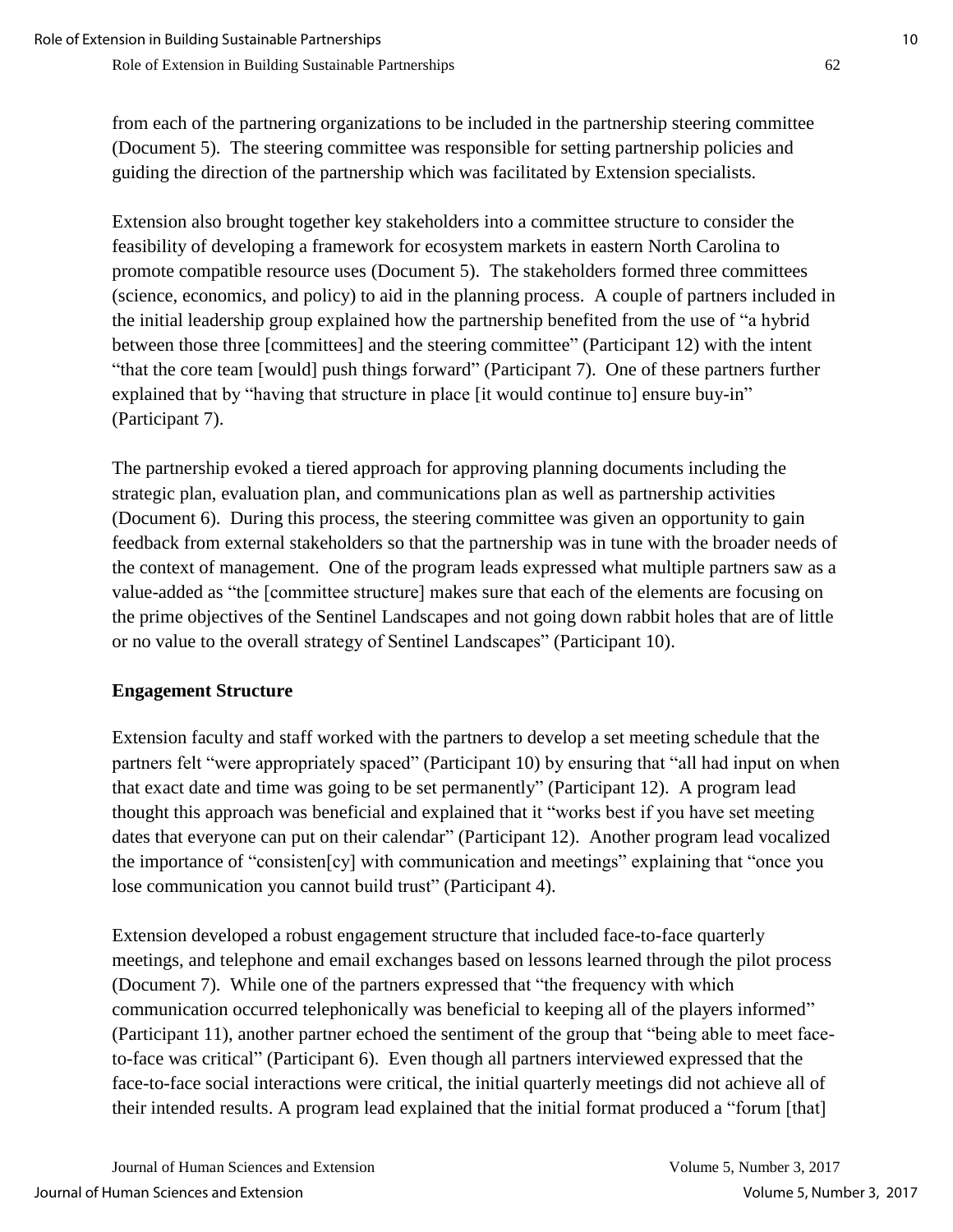from each of the partnering organizations to be included in the partnership steering committee (Document 5). The steering committee was responsible for setting partnership policies and guiding the direction of the partnership which was facilitated by Extension specialists.

Extension also brought together key stakeholders into a committee structure to consider the feasibility of developing a framework for ecosystem markets in eastern North Carolina to promote compatible resource uses (Document 5). The stakeholders formed three committees (science, economics, and policy) to aid in the planning process. A couple of partners included in the initial leadership group explained how the partnership benefited from the use of "a hybrid between those three [committees] and the steering committee" (Participant 12) with the intent "that the core team [would] push things forward" (Participant 7). One of these partners further explained that by "having that structure in place [it would continue to] ensure buy-in" (Participant 7).

The partnership evoked a tiered approach for approving planning documents including the strategic plan, evaluation plan, and communications plan as well as partnership activities (Document 6). During this process, the steering committee was given an opportunity to gain feedback from external stakeholders so that the partnership was in tune with the broader needs of the context of management. One of the program leads expressed what multiple partners saw as a value-added as "the [committee structure] makes sure that each of the elements are focusing on the prime objectives of the Sentinel Landscapes and not going down rabbit holes that are of little or no value to the overall strategy of Sentinel Landscapes" (Participant 10).

**Engagement Structure**

Extension faculty and staff worked with the partners to develop a set meeting schedule that the partners felt "were appropriately spaced" (Participant 10) by ensuring that "all had input on when that exact date and time was going to be set permanently" (Participant 12). A program lead thought this approach was beneficial and explained that it "works best if you have set meeting dates that everyone can put on their calendar" (Participant 12). Another program lead vocalized the importance of "consisten[cy] with communication and meetings" explaining that "once you lose communication you cannot build trust" (Participant 4).

Extension developed a robust engagement structure that included face-to-face quarterly meetings, and telephone and email exchanges based on lessons learned through the pilot process (Document 7). While one of the partners expressed that "the frequency with which communication occurred telephonically was beneficial to keeping all of the players informed" (Participant 11), another partner echoed the sentiment of the group that "being able to meet face-to-face was critical" (Participant 6). Even though all partners interviewed expressed that the face-to-face social interactions were critical, the initial quarterly meetings did not achieve all of their intended results. A program lead explained that the initial format produced a "forum [that]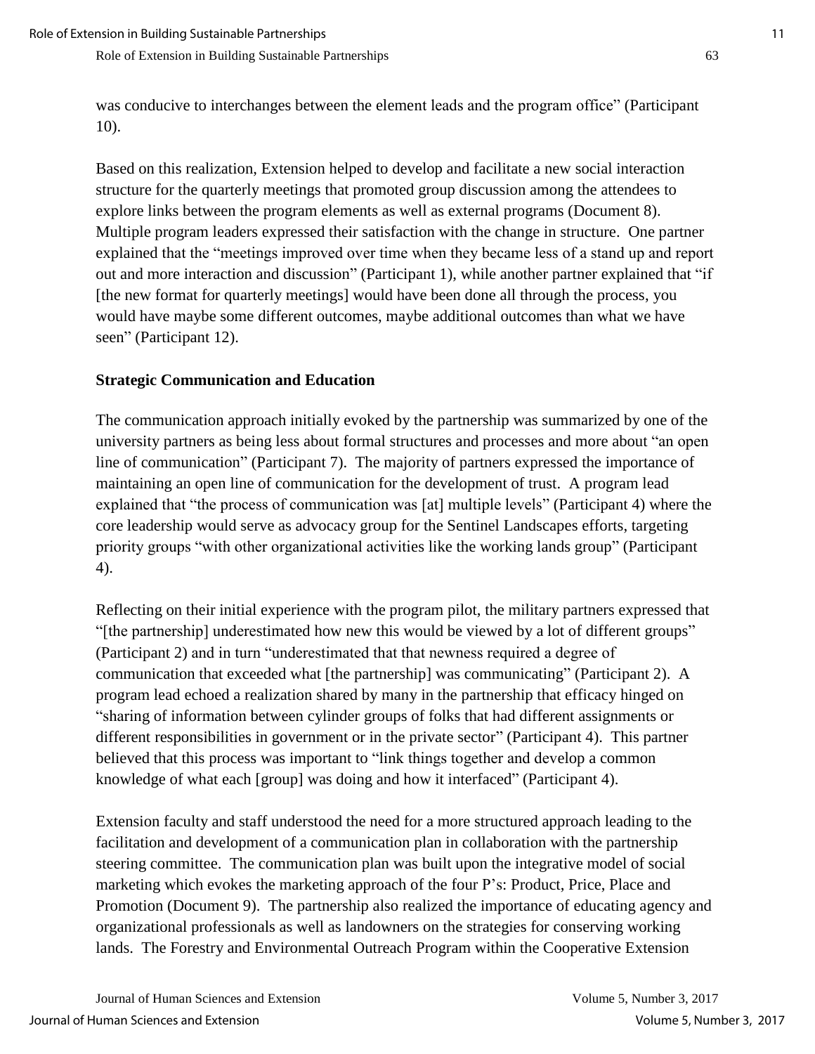was conducive to interchanges between the element leads and the program office" (Participant 10).

Based on this realization, Extension helped to develop and facilitate a new social interaction structure for the quarterly meetings that promoted group discussion among the attendees to explore links between the program elements as well as external programs (Document 8). Multiple program leaders expressed their satisfaction with the change in structure. One partner explained that the "meetings improved over time when they became less of a stand up and report out and more interaction and discussion" (Participant 1), while another partner explained that "if [the new format for quarterly meetings] would have been done all through the process, you would have maybe some different outcomes, maybe additional outcomes than what we have seen" (Participant 12).

**Strategic Communication and Education**

The communication approach initially evoked by the partnership was summarized by one of the university partners as being less about formal structures and processes and more about "an open line of communication" (Participant 7). The majority of partners expressed the importance of maintaining an open line of communication for the development of trust. A program lead explained that "the process of communication was [at] multiple levels" (Participant 4) where the core leadership would serve as advocacy group for the Sentinel Landscapes efforts, targeting priority groups "with other organizational activities like the working lands group" (Participant 4).

Reflecting on their initial experience with the program pilot, the military partners expressed that "[the partnership] underestimated how new this would be viewed by a lot of different groups" (Participant 2) and in turn "underestimated that that newness required a degree of communication that exceeded what [the partnership] was communicating" (Participant 2). A program lead echoed a realization shared by many in the partnership that efficacy hinged on "sharing of information between cylinder groups of folks that had different assignments or different responsibilities in government or in the private sector" (Participant 4). This partner believed that this process was important to "link things together and develop a common knowledge of what each [group] was doing and how it interfaced" (Participant 4).

Extension faculty and staff understood the need for a more structured approach leading to the facilitation and development of a communication plan in collaboration with the partnership steering committee. The communication plan was built upon the integrative model of social marketing which evokes the marketing approach of the four P's: Product, Price, Place and Promotion (Document 9). The partnership also realized the importance of educating agency and organizational professionals as well as landowners on the strategies for conserving working lands. The Forestry and Environmental Outreach Program within the Cooperative Extension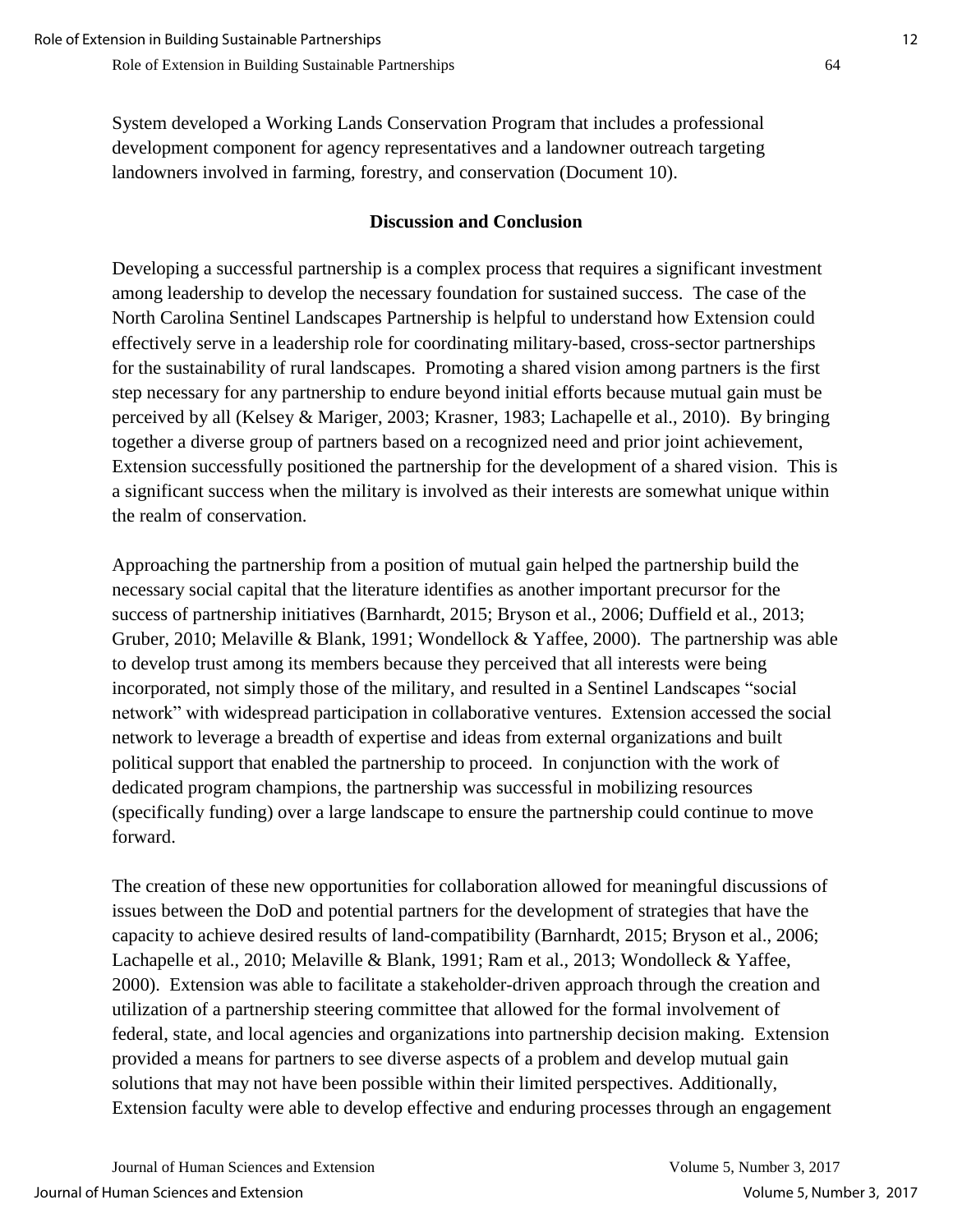System developed a Working Lands Conservation Program that includes a professional development component for agency representatives and a landowner outreach targeting landowners involved in farming, forestry, and conservation (Document 10).

## Discussion and Conclusion

Developing a successful partnership is a complex process that requires a significant investment among leadership to develop the necessary foundation for sustained success. The case of the North Carolina Sentinel Landscapes Partnership is helpful to understand how Extension could effectively serve in a leadership role for coordinating military-based, cross-sector partnerships for the sustainability of rural landscapes. Promoting a shared vision among partners is the first step necessary for any partnership to endure beyond initial efforts because mutual gain must be perceived by all (Kelsey & Mariger, 2003; Krasner, 1983; Lachapelle et al., 2010). By bringing together a diverse group of partners based on a recognized need and prior joint achievement, Extension successfully positioned the partnership for the development of a shared vision. This is a significant success when the military is involved as their interests are somewhat unique within the realm of conservation.

Approaching the partnership from a position of mutual gain helped the partnership build the necessary social capital that the literature identifies as another important precursor for the success of partnership initiatives (Barnhardt, 2015; Bryson et al., 2006; Duffield et al., 2013; Gruber, 2010; Melaville & Blank, 1991; Wondellock & Yaffee, 2000). The partnership was able to develop trust among its members because they perceived that all interests were being incorporated, not simply those of the military, and resulted in a Sentinel Landscapes "social network" with widespread participation in collaborative ventures. Extension accessed the social network to leverage a breadth of expertise and ideas from external organizations and built political support that enabled the partnership to proceed. In conjunction with the work of dedicated program champions, the partnership was successful in mobilizing resources (specifically funding) over a large landscape to ensure the partnership could continue to move forward.

The creation of these new opportunities for collaboration allowed for meaningful discussions of issues between the DoD and potential partners for the development of strategies that have the capacity to achieve desired results of land-compatibility (Barnhardt, 2015; Bryson et al., 2006; Lachapelle et al., 2010; Melaville & Blank, 1991; Ram et al., 2013; Wondolleck & Yaffee, 2000). Extension was able to facilitate a stakeholder-driven approach through the creation and utilization of a partnership steering committee that allowed for the formal involvement of federal, state, and local agencies and organizations into partnership decision making. Extension provided a means for partners to see diverse aspects of a problem and develop mutual gain solutions that may not have been possible within their limited perspectives. Additionally, Extension faculty were able to develop effective and enduring processes through an engagement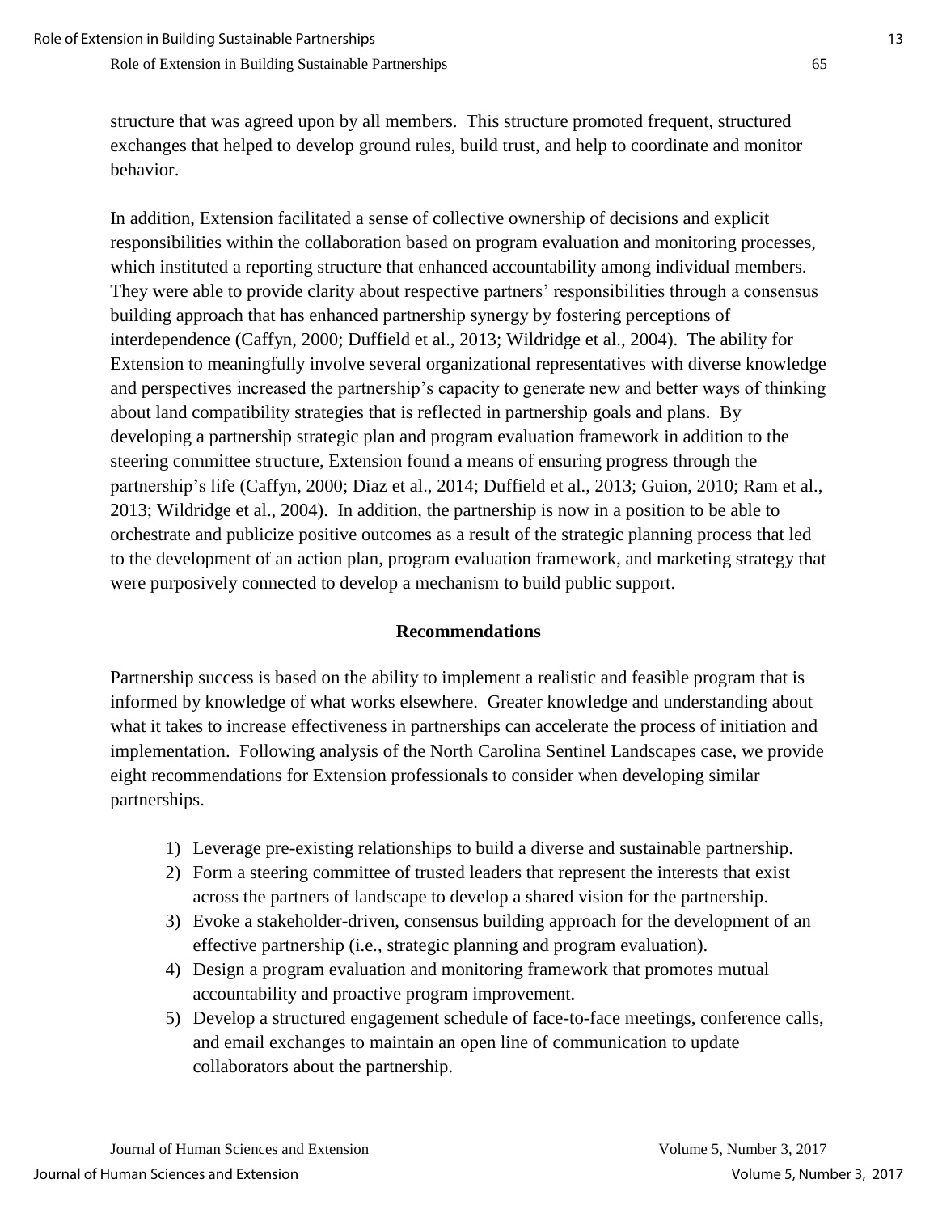structure that was agreed upon by all members. This structure promoted frequent, structured exchanges that helped to develop ground rules, build trust, and help to coordinate and monitor behavior.

In addition, Extension facilitated a sense of collective ownership of decisions and explicit responsibilities within the collaboration based on program evaluation and monitoring processes, which instituted a reporting structure that enhanced accountability among individual members. They were able to provide clarity about respective partners' responsibilities through a consensus building approach that has enhanced partnership synergy by fostering perceptions of interdependence (Caffyn, 2000; Duffield et al., 2013; Wildridge et al., 2004). The ability for Extension to meaningfully involve several organizational representatives with diverse knowledge and perspectives increased the partnership's capacity to generate new and better ways of thinking about land compatibility strategies that is reflected in partnership goals and plans. By developing a partnership strategic plan and program evaluation framework in addition to the steering committee structure, Extension found a means of ensuring progress through the partnership's life (Caffyn, 2000; Diaz et al., 2014; Duffield et al., 2013; Guion, 2010; Ram et al., 2013; Wildridge et al., 2004). In addition, the partnership is now in a position to be able to orchestrate and publicize positive outcomes as a result of the strategic planning process that led to the development of an action plan, program evaluation framework, and marketing strategy that were purposively connected to develop a mechanism to build public support.

## Recommendations

Partnership success is based on the ability to implement a realistic and feasible program that is informed by knowledge of what works elsewhere. Greater knowledge and understanding about what it takes to increase effectiveness in partnerships can accelerate the process of initiation and implementation. Following analysis of the North Carolina Sentinel Landscapes case, we provide eight recommendations for Extension professionals to consider when developing similar partnerships.

1) Leverage pre-existing relationships to build a diverse and sustainable partnership.
2) Form a steering committee of trusted leaders that represent the interests that exist across the partners of landscape to develop a shared vision for the partnership.
3) Evoke a stakeholder-driven, consensus building approach for the development of an effective partnership (i.e., strategic planning and program evaluation).
4) Design a program evaluation and monitoring framework that promotes mutual accountability and proactive program improvement.
5) Develop a structured engagement schedule of face-to-face meetings, conference calls, and email exchanges to maintain an open line of communication to update collaborators about the partnership.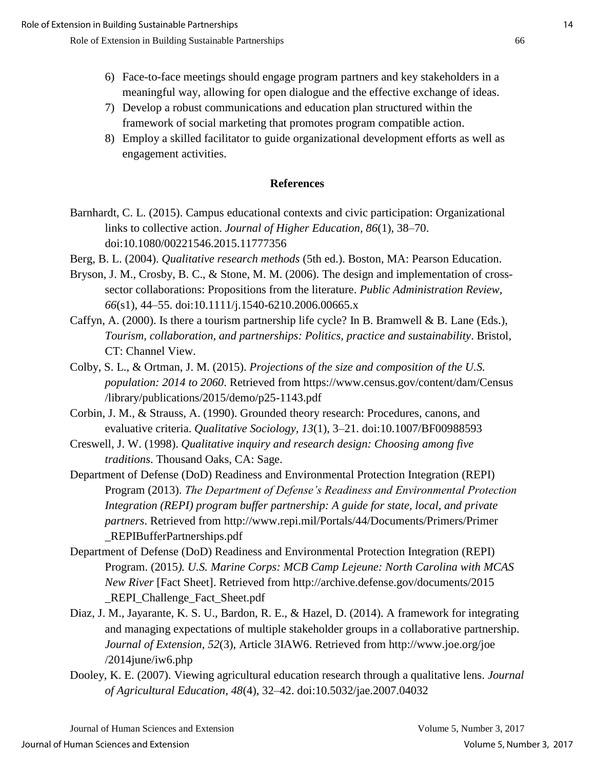6) Face-to-face meetings should engage program partners and key stakeholders in a meaningful way, allowing for open dialogue and the effective exchange of ideas.
7) Develop a robust communications and education plan structured within the framework of social marketing that promotes program compatible action.
8) Employ a skilled facilitator to guide organizational development efforts as well as engagement activities.

## References

Barnhardt, C. L. (2015). Campus educational contexts and civic participation: Organizational links to collective action. *Journal of Higher Education, 86*(1), 38–70. doi:10.1080/00221546.2015.11777356

Berg, B. L. (2004). *Qualitative research methods* (5th ed.). Boston, MA: Pearson Education.

Bryson, J. M., Crosby, B. C., & Stone, M. M. (2006). The design and implementation of cross-sector collaborations: Propositions from the literature. *Public Administration Review, 66*(s1), 44–55. doi:10.1111/j.1540-6210.2006.00665.x

Caffyn, A. (2000). Is there a tourism partnership life cycle? In B. Bramwell & B. Lane (Eds.), *Tourism, collaboration, and partnerships: Politics, practice and sustainability*. Bristol, CT: Channel View.

Colby, S. L., & Ortman, J. M. (2015). *Projections of the size and composition of the U.S. population: 2014 to 2060*. Retrieved from https://www.census.gov/content/dam/Census/library/publications/2015/demo/p25-1143.pdf

Corbin, J. M., & Strauss, A. (1990). Grounded theory research: Procedures, canons, and evaluative criteria. *Qualitative Sociology, 13*(1), 3–21. doi:10.1007/BF00988593

Creswell, J. W. (1998). *Qualitative inquiry and research design: Choosing among five traditions*. Thousand Oaks, CA: Sage.

Department of Defense (DoD) Readiness and Environmental Protection Integration (REPI) Program (2013). *The Department of Defense's Readiness and Environmental Protection Integration (REPI) program buffer partnership: A guide for state, local, and private partners*. Retrieved from http://www.repi.mil/Portals/44/Documents/Primers/Primer_REPIBufferPartnerships.pdf

Department of Defense (DoD) Readiness and Environmental Protection Integration (REPI) Program. (2015*). U.S. Marine Corps: MCB Camp Lejeune: North Carolina with MCAS New River* [Fact Sheet]. Retrieved from http://archive.defense.gov/documents/2015_REPI_Challenge_Fact_Sheet.pdf

Diaz, J. M., Jayarante, K. S. U., Bardon, R. E., & Hazel, D. (2014). A framework for integrating and managing expectations of multiple stakeholder groups in a collaborative partnership. *Journal of Extension*, *52*(3), Article 3IAW6. Retrieved from http://www.joe.org/joe/2014june/iw6.php

Dooley, K. E. (2007). Viewing agricultural education research through a qualitative lens. *Journal of Agricultural Education, 48*(4), 32–42. doi:10.5032/jae.2007.04032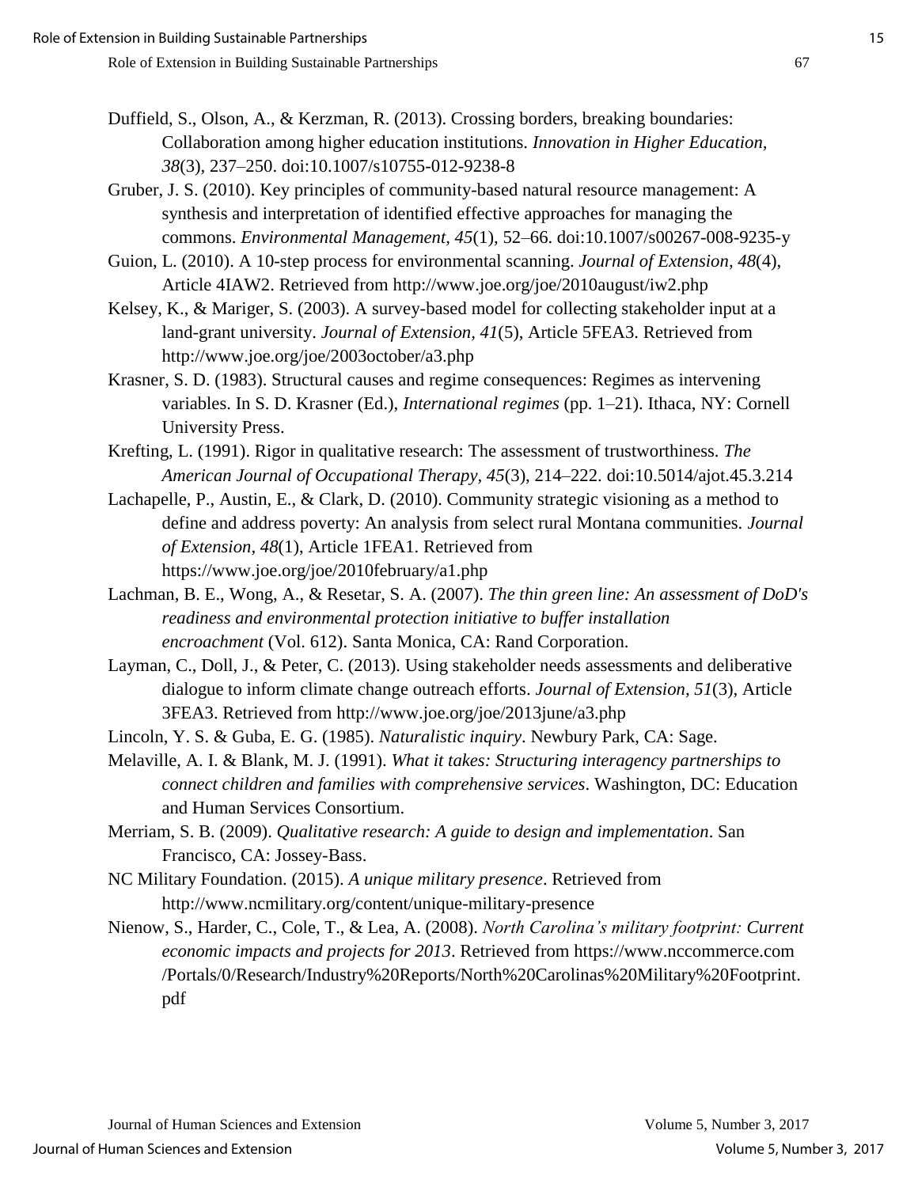Duffield, S., Olson, A., & Kerzman, R. (2013). Crossing borders, breaking boundaries: Collaboration among higher education institutions. *Innovation in Higher Education, 38*(3), 237–250. doi:10.1007/s10755-012-9238-8

Gruber, J. S. (2010). Key principles of community-based natural resource management: A synthesis and interpretation of identified effective approaches for managing the commons. *Environmental Management, 45*(1), 52–66. doi:10.1007/s00267-008-9235-y

Guion, L. (2010). A 10-step process for environmental scanning. *Journal of Extension, 48*(4), Article 4IAW2. Retrieved from http://www.joe.org/joe/2010august/iw2.php

Kelsey, K., & Mariger, S. (2003). A survey-based model for collecting stakeholder input at a land-grant university. *Journal of Extension, 41*(5), Article 5FEA3. Retrieved from http://www.joe.org/joe/2003october/a3.php

Krasner, S. D. (1983). Structural causes and regime consequences: Regimes as intervening variables. In S. D. Krasner (Ed.), *International regimes* (pp. 1–21). Ithaca, NY: Cornell University Press.

Krefting, L. (1991). Rigor in qualitative research: The assessment of trustworthiness. *The American Journal of Occupational Therapy, 45*(3), 214–222. doi:10.5014/ajot.45.3.214

Lachapelle, P., Austin, E., & Clark, D. (2010). Community strategic visioning as a method to define and address poverty: An analysis from select rural Montana communities. *Journal of Extension, 48*(1), Article 1FEA1. Retrieved from https://www.joe.org/joe/2010february/a1.php

Lachman, B. E., Wong, A., & Resetar, S. A. (2007). *The thin green line: An assessment of DoD's readiness and environmental protection initiative to buffer installation encroachment* (Vol. 612). Santa Monica, CA: Rand Corporation.

Layman, C., Doll, J., & Peter, C. (2013). Using stakeholder needs assessments and deliberative dialogue to inform climate change outreach efforts. *Journal of Extension, 51*(3), Article 3FEA3. Retrieved from http://www.joe.org/joe/2013june/a3.php

Lincoln, Y. S. & Guba, E. G. (1985). *Naturalistic inquiry*. Newbury Park, CA: Sage.

Melaville, A. I. & Blank, M. J. (1991). *What it takes: Structuring interagency partnerships to connect children and families with comprehensive services*. Washington, DC: Education and Human Services Consortium.

Merriam, S. B. (2009). *Qualitative research: A guide to design and implementation*. San Francisco, CA: Jossey-Bass.

NC Military Foundation. (2015). *A unique military presence*. Retrieved from http://www.ncmilitary.org/content/unique-military-presence

Nienow, S., Harder, C., Cole, T., & Lea, A. (2008). *North Carolina's military footprint: Current economic impacts and projects for 2013*. Retrieved from https://www.nccommerce.com/Portals/0/Research/Industry%20Reports/North%20Carolinas%20Military%20Footprint.pdf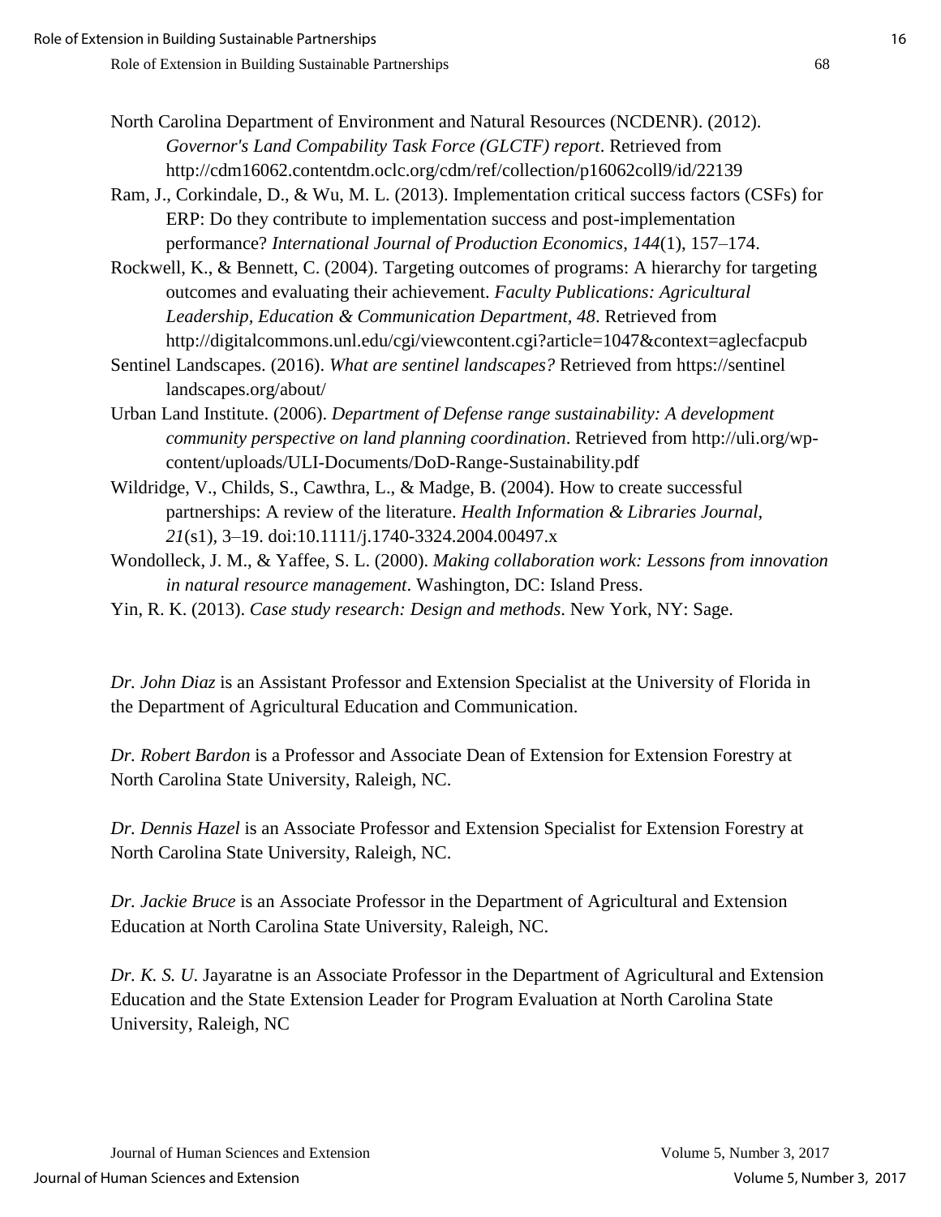North Carolina Department of Environment and Natural Resources (NCDENR). (2012). *Governor's Land Compability Task Force (GLCTF) report*. Retrieved from http://cdm16062.contentdm.oclc.org/cdm/ref/collection/p16062coll9/id/22139

Ram, J., Corkindale, D., & Wu, M. L. (2013). Implementation critical success factors (CSFs) for ERP: Do they contribute to implementation success and post-implementation performance? *International Journal of Production Economics, 144*(1), 157–174.

Rockwell, K., & Bennett, C. (2004). Targeting outcomes of programs: A hierarchy for targeting outcomes and evaluating their achievement. *Faculty Publications: Agricultural Leadership, Education & Communication Department, 48*. Retrieved from http://digitalcommons.unl.edu/cgi/viewcontent.cgi?article=1047&context=aglecfacpub

Sentinel Landscapes. (2016). *What are sentinel landscapes?* Retrieved from https://sentinel landscapes.org/about/

Urban Land Institute. (2006). *Department of Defense range sustainability: A development community perspective on land planning coordination*. Retrieved from http://uli.org/wp-content/uploads/ULI-Documents/DoD-Range-Sustainability.pdf

Wildridge, V., Childs, S., Cawthra, L., & Madge, B. (2004). How to create successful partnerships: A review of the literature. *Health Information & Libraries Journal, 21*(s1), 3–19. doi:10.1111/j.1740-3324.2004.00497.x

Wondolleck, J. M., & Yaffee, S. L. (2000). *Making collaboration work: Lessons from innovation in natural resource management*. Washington, DC: Island Press.

Yin, R. K. (2013). *Case study research: Design and methods*. New York, NY: Sage.

*Dr. John Diaz* is an Assistant Professor and Extension Specialist at the University of Florida in the Department of Agricultural Education and Communication.

*Dr. Robert Bardon* is a Professor and Associate Dean of Extension for Extension Forestry at North Carolina State University, Raleigh, NC.

*Dr. Dennis Hazel* is an Associate Professor and Extension Specialist for Extension Forestry at North Carolina State University, Raleigh, NC.

*Dr. Jackie Bruce* is an Associate Professor in the Department of Agricultural and Extension Education at North Carolina State University, Raleigh, NC.

*Dr. K. S. U.* Jayaratne is an Associate Professor in the Department of Agricultural and Extension Education and the State Extension Leader for Program Evaluation at North Carolina State University, Raleigh, NC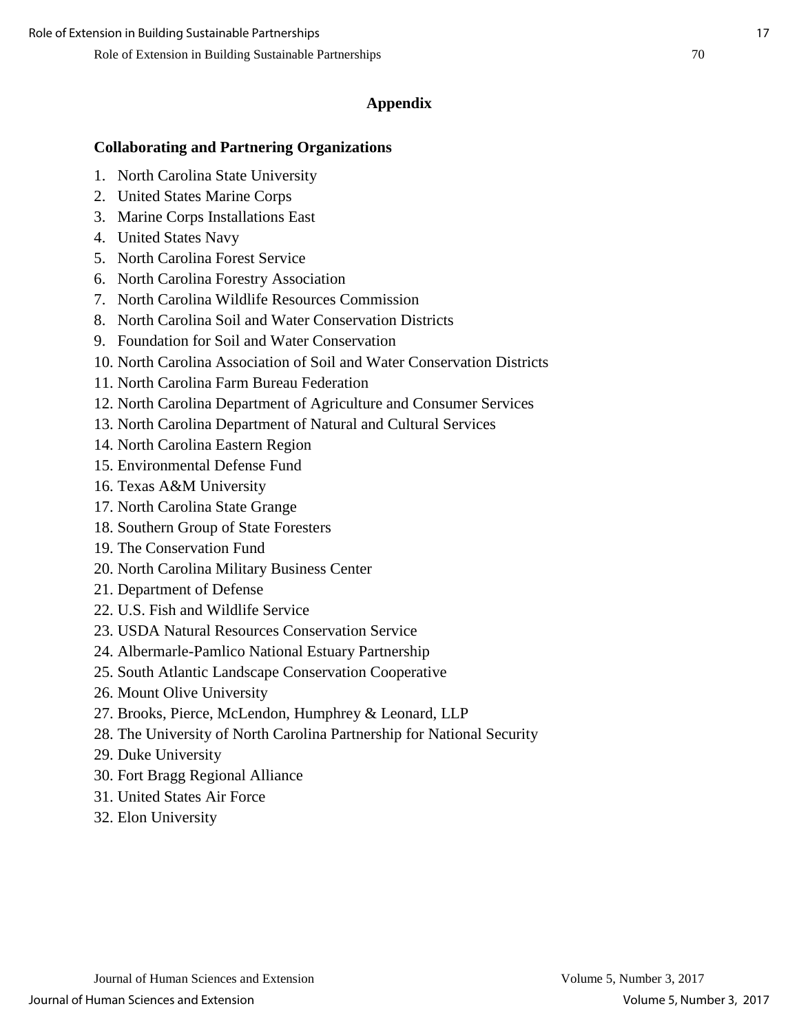## Appendix

### Collaborating and Partnering Organizations

1. North Carolina State University
2. United States Marine Corps
3. Marine Corps Installations East
4. United States Navy
5. North Carolina Forest Service
6. North Carolina Forestry Association
7. North Carolina Wildlife Resources Commission
8. North Carolina Soil and Water Conservation Districts
9. Foundation for Soil and Water Conservation
10. North Carolina Association of Soil and Water Conservation Districts
11. North Carolina Farm Bureau Federation
12. North Carolina Department of Agriculture and Consumer Services
13. North Carolina Department of Natural and Cultural Services
14. North Carolina Eastern Region
15. Environmental Defense Fund
16. Texas A&M University
17. North Carolina State Grange
18. Southern Group of State Foresters
19. The Conservation Fund
20. North Carolina Military Business Center
21. Department of Defense
22. U.S. Fish and Wildlife Service
23. USDA Natural Resources Conservation Service
24. Albermarle-Pamlico National Estuary Partnership
25. South Atlantic Landscape Conservation Cooperative
26. Mount Olive University
27. Brooks, Pierce, McLendon, Humphrey & Leonard, LLP
28. The University of North Carolina Partnership for National Security
29. Duke University
30. Fort Bragg Regional Alliance
31. United States Air Force
32. Elon University